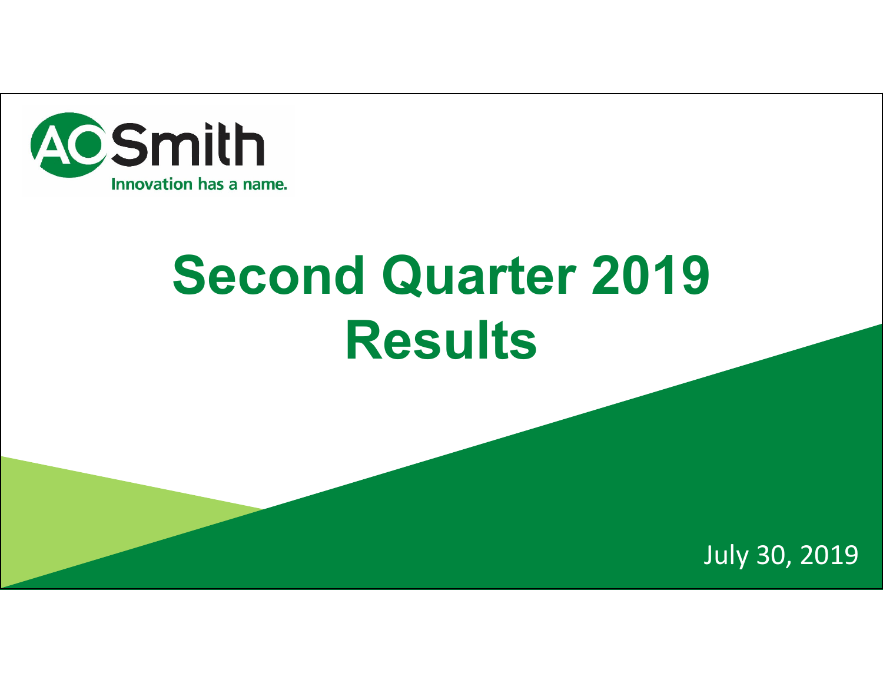A.O. Smith

Innovation has a name.

# Second Quarter 2019 Results

July 30, 2019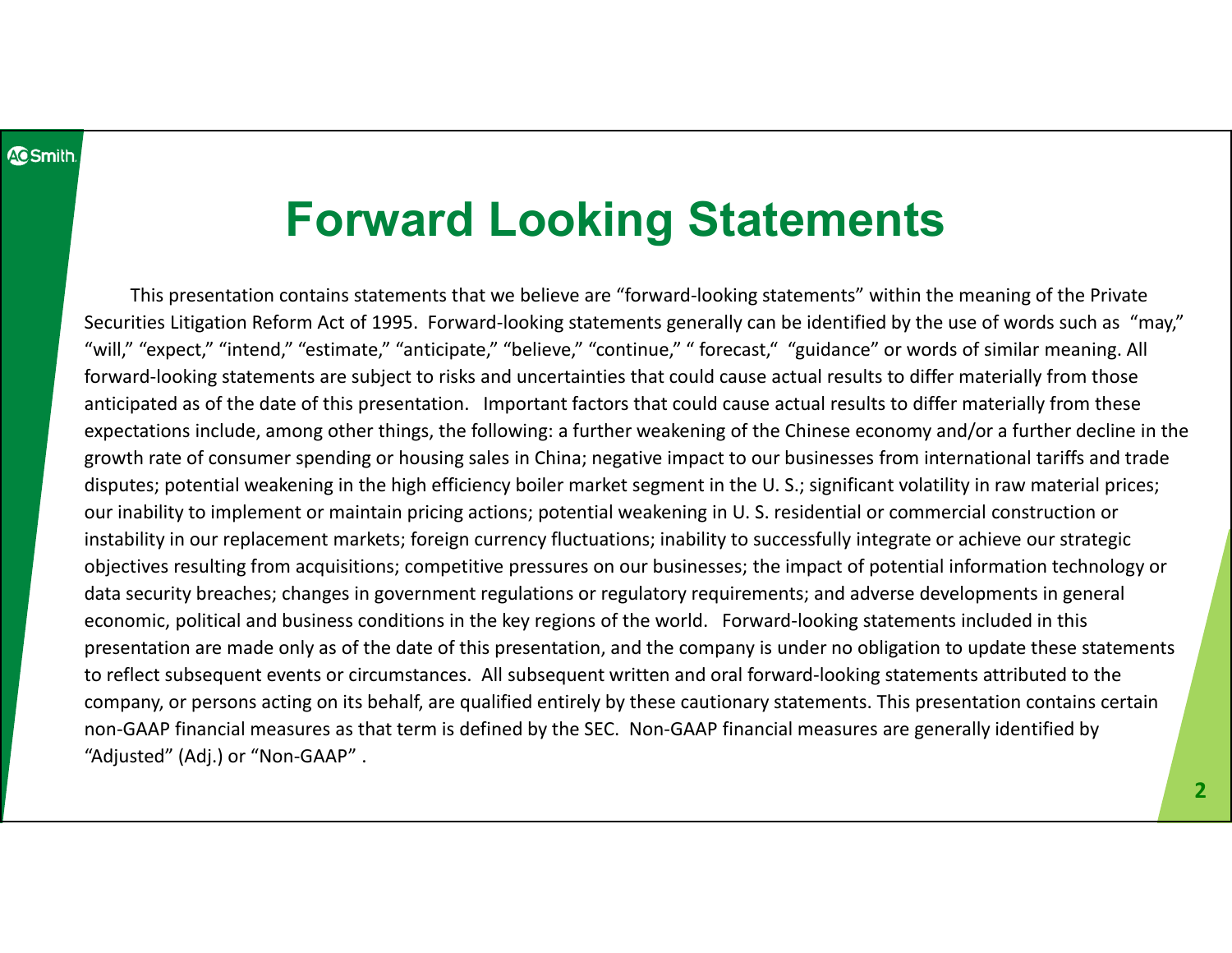# Forward Looking Statements

This presentation contains statements that we believe are "forward-looking statements" within the meaning of the Private Securities Litigation Reform Act of 1995. Forward-looking statements generally can be identified by the use of words such as "may," "will," "expect," "intend," "estimate," "anticipate," "believe," "continue," " forecast," "guidance" or words of similar meaning. All forward-looking statements are subject to risks and uncertainties that could cause actual results to differ materially from those anticipated as of the date of this presentation. Important factors that could cause actual results to differ materially from these expectations include, among other things, the following: a further weakening of the Chinese economy and/or a further decline in the growth rate of consumer spending or housing sales in China; negative impact to our businesses from international tariffs and trade disputes; potential weakening in the high efficiency boiler market segment in the U. S.; significant volatility in raw material prices; our inability to implement or maintain pricing actions; potential weakening in U. S. residential or commercial construction or instability in our replacement markets; foreign currency fluctuations; inability to successfully integrate or achieve our strategic objectives resulting from acquisitions; competitive pressures on our businesses; the impact of potential information technology or data security breaches; changes in government regulations or regulatory requirements; and adverse developments in general economic, political and business conditions in the key regions of the world. Forward-looking statements included in this presentation are made only as of the date of this presentation, and the company is under no obligation to update these statements to reflect subsequent events or circumstances. All subsequent written and oral forward-looking statements attributed to the company, or persons acting on its behalf, are qualified entirely by these cautionary statements. This presentation contains certain non-GAAP financial measures as that term is defined by the SEC. Non-GAAP financial measures are generally identified by "Adjusted" (Adj.) or "Non-GAAP" .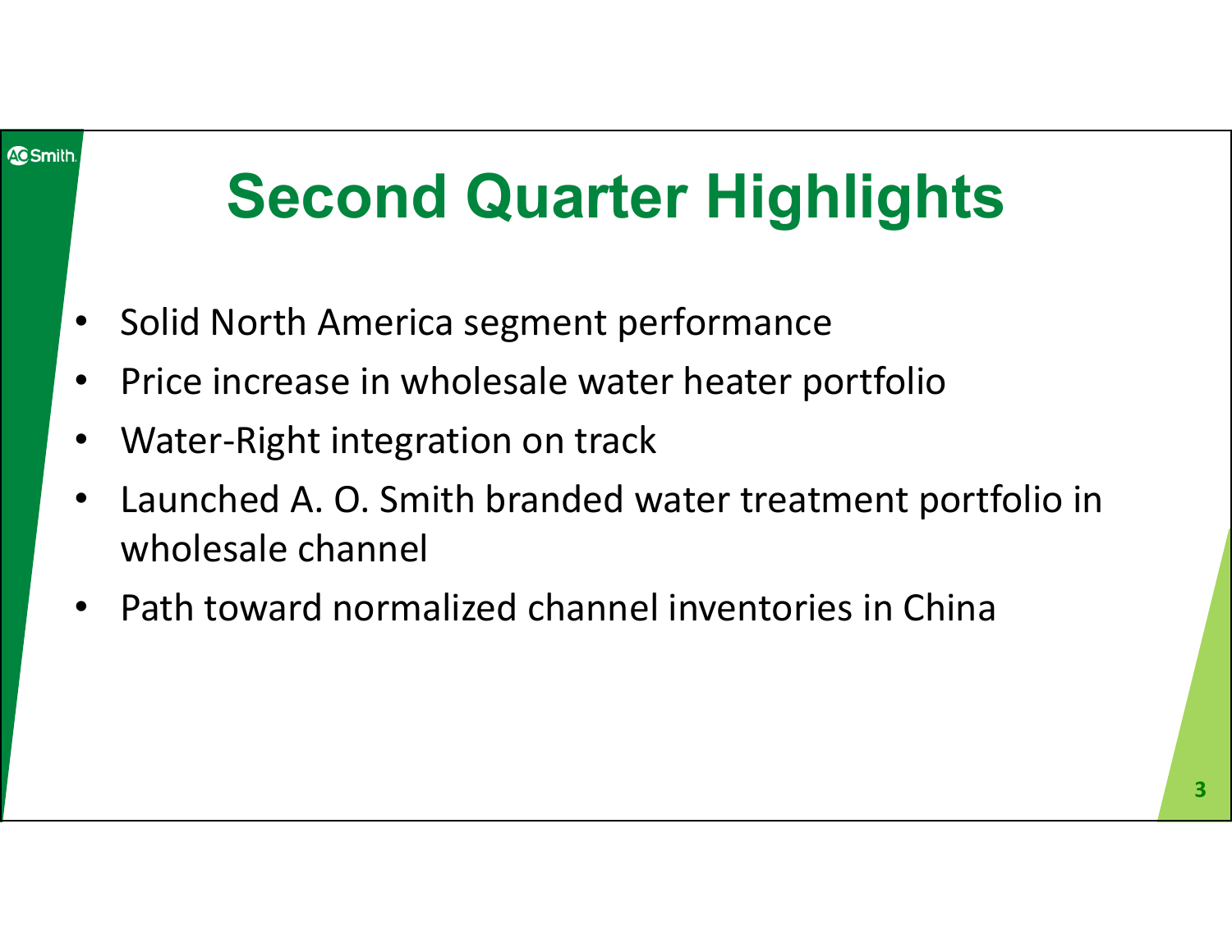# Second Quarter Highlights

- Solid North America segment performance
- Price increase in wholesale water heater portfolio
- Water-Right integration on track
- Launched A. O. Smith branded water treatment portfolio in wholesale channel
- Path toward normalized channel inventories in China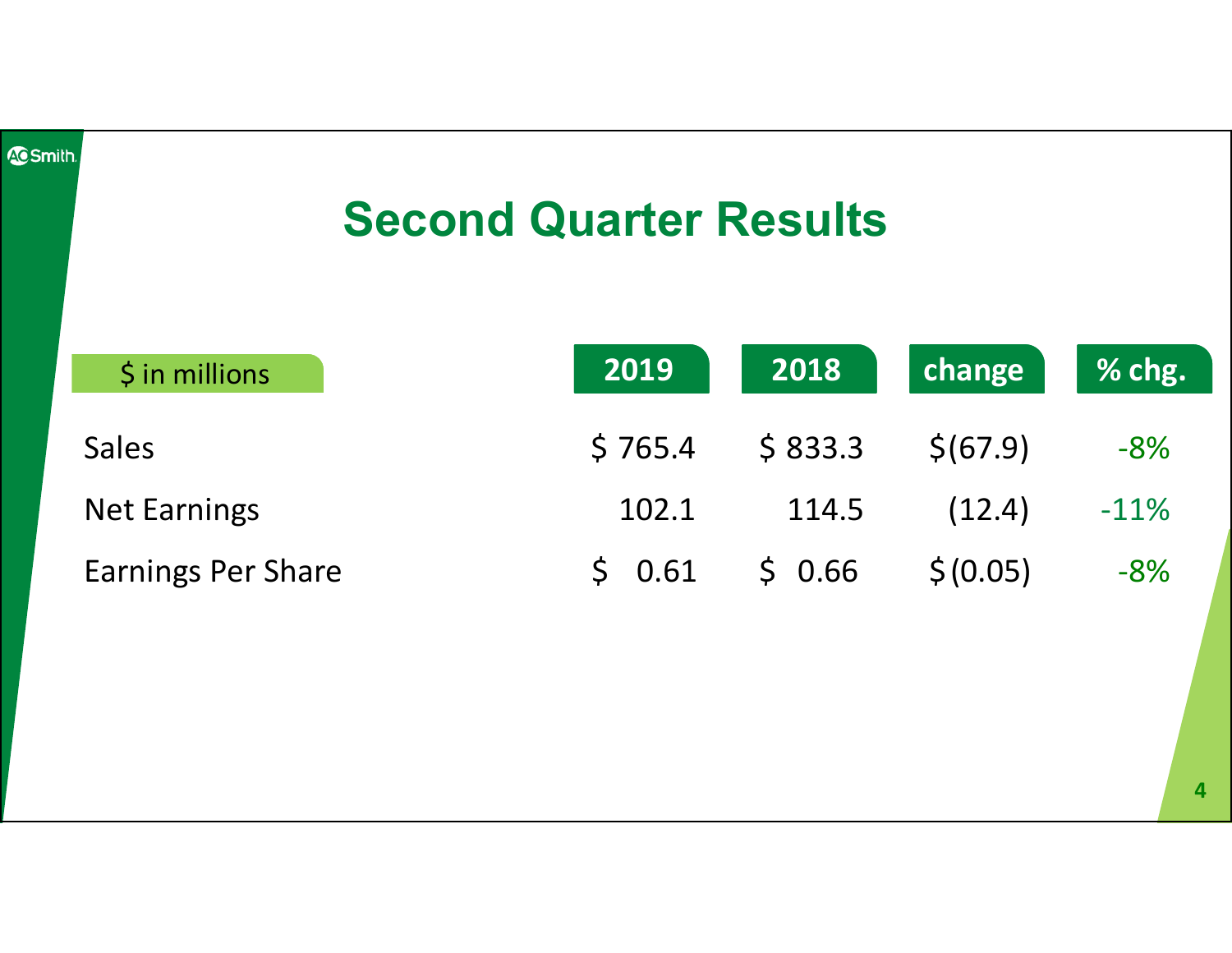# Second Quarter Results

| $ in millions | 2019 | 2018 | change | % chg. |
|---|---|---|---|---|
| Sales | $ 765.4 | $ 833.3 | $(67.9) | -8% |
| Net Earnings | 102.1 | 114.5 | (12.4) | -11% |
| Earnings Per Share | $ 0.61 | $ 0.66 | $(0.05) | -8% |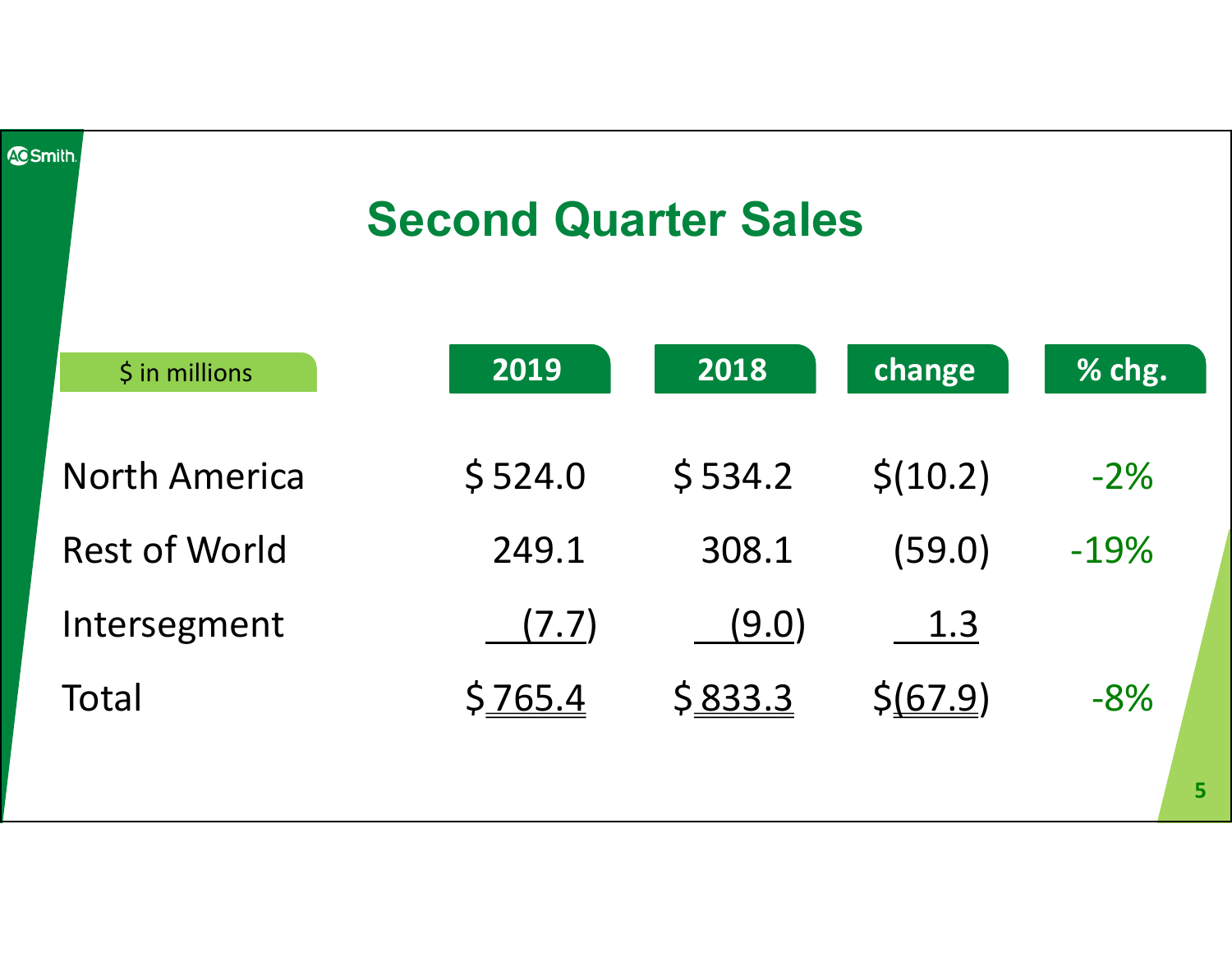# Second Quarter Sales

| $ in millions | 2019 | 2018 | change | % chg. |
|---|---|---|---|---|
| North America | $ 524.0 | $ 534.2 | $(10.2) | -2% |
| Rest of World | 249.1 | 308.1 | (59.0) | -19% |
| Intersegment | (7.7) | (9.0) | 1.3 | |
| Total | $ 765.4 | $ 833.3 | $(67.9) | -8% |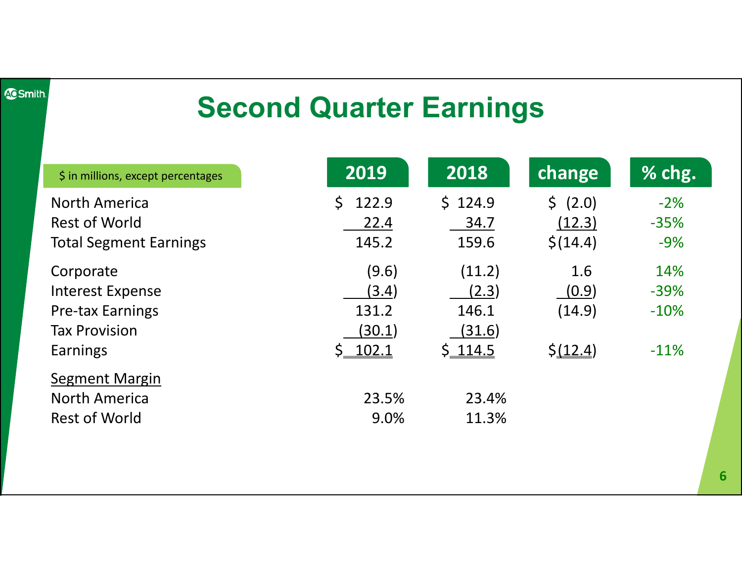# Second Quarter Earnings

| $ in millions, except percentages | 2019 | 2018 | change | % chg. |
|---|---|---|---|---|
| North America | $ 122.9 | $ 124.9 | $ (2.0) | -2% |
| Rest of World | 22.4 | 34.7 | (12.3) | -35% |
| Total Segment Earnings | 145.2 | 159.6 | $(14.4) | -9% |
| Corporate | (9.6) | (11.2) | 1.6 | 14% |
| Interest Expense | (3.4) | (2.3) | (0.9) | -39% |
| Pre-tax Earnings | 131.2 | 146.1 | (14.9) | -10% |
| Tax Provision | (30.1) | (31.6) | | |
| Earnings | $ 102.1 | $ 114.5 | $(12.4) | -11% |
| Segment Margin | | | | |
| North America | 23.5% | 23.4% | | |
| Rest of World | 9.0% | 11.3% | | |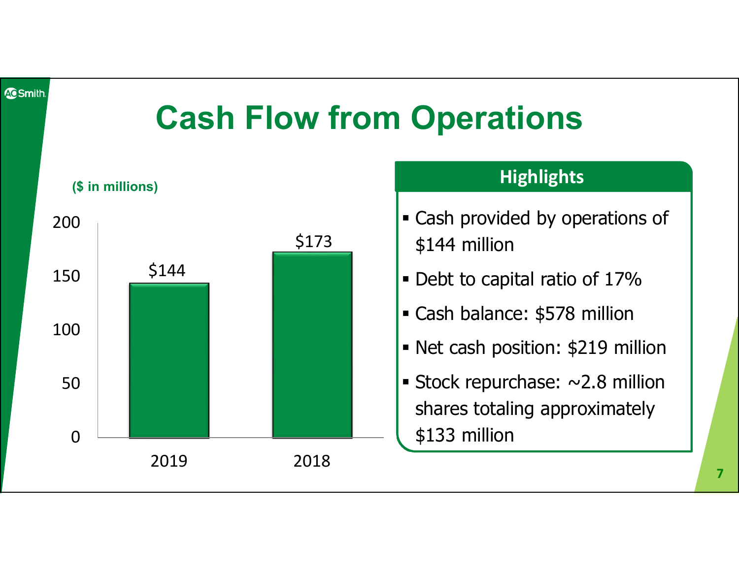# Cash Flow from Operations

($ in millions)

| Year | Cash Flow from Operations |
| --- | --- |
| 2019 | $144 |
| 2018 | $173 |

## Highlights

- Cash provided by operations of $144 million
- Debt to capital ratio of 17%
- Cash balance: $578 million
- Net cash position: $219 million
- Stock repurchase: ~2.8 million shares totaling approximately $133 million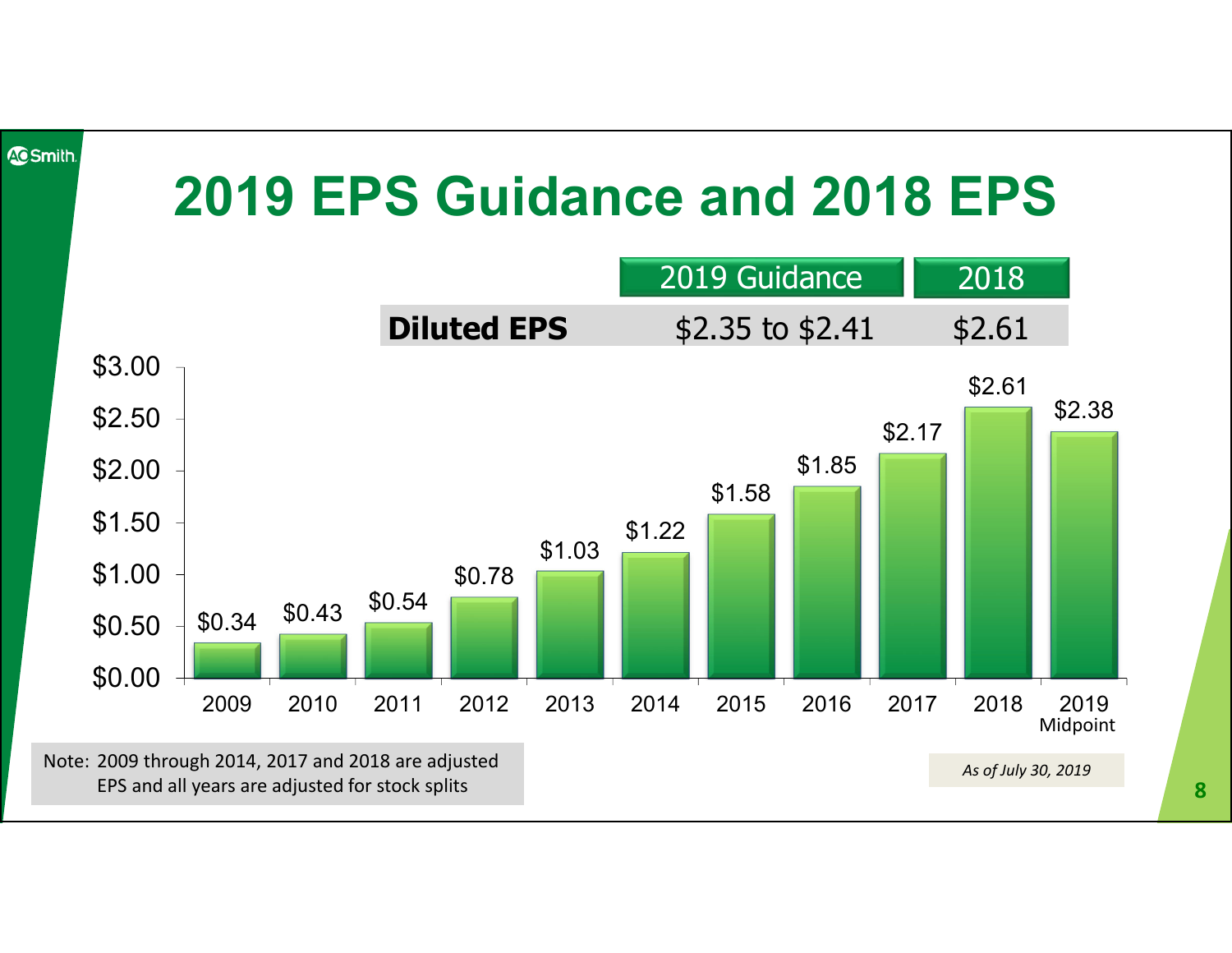# 2019 EPS Guidance and 2018 EPS

| | 2019 Guidance | 2018 |
|---|---|---|
| **Diluted EPS** | $2.35 to $2.41 | $2.61 |

| Year | EPS |
|---|---|
| 2009 | $0.34 |
| 2010 | $0.43 |
| 2011 | $0.54 |
| 2012 | $0.78 |
| 2013 | $1.03 |
| 2014 | $1.22 |
| 2015 | $1.58 |
| 2016 | $1.85 |
| 2017 | $2.17 |
| 2018 | $2.61 |
| 2019 Midpoint | $2.38 |

Note: 2009 through 2014, 2017 and 2018 are adjusted EPS and all years are adjusted for stock splits

*As of July 30, 2019*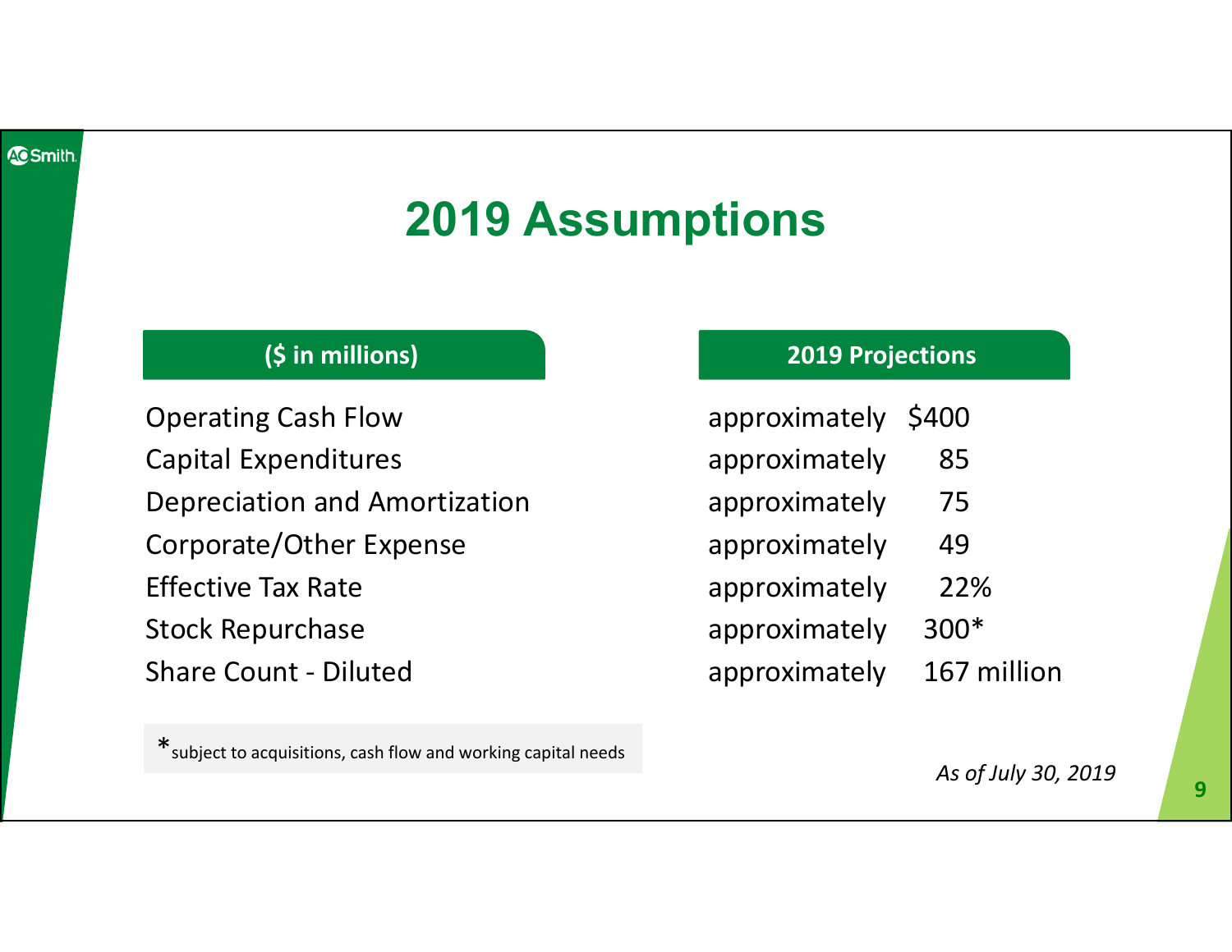# 2019 Assumptions

| ($ in millions) | 2019 Projections |
| --- | --- |
| Operating Cash Flow | approximately $400 |
| Capital Expenditures | approximately 85 |
| Depreciation and Amortization | approximately 75 |
| Corporate/Other Expense | approximately 49 |
| Effective Tax Rate | approximately 22% |
| Stock Repurchase | approximately 300* |
| Share Count - Diluted | approximately 167 million |

*subject to acquisitions, cash flow and working capital needs

*As of July 30, 2019*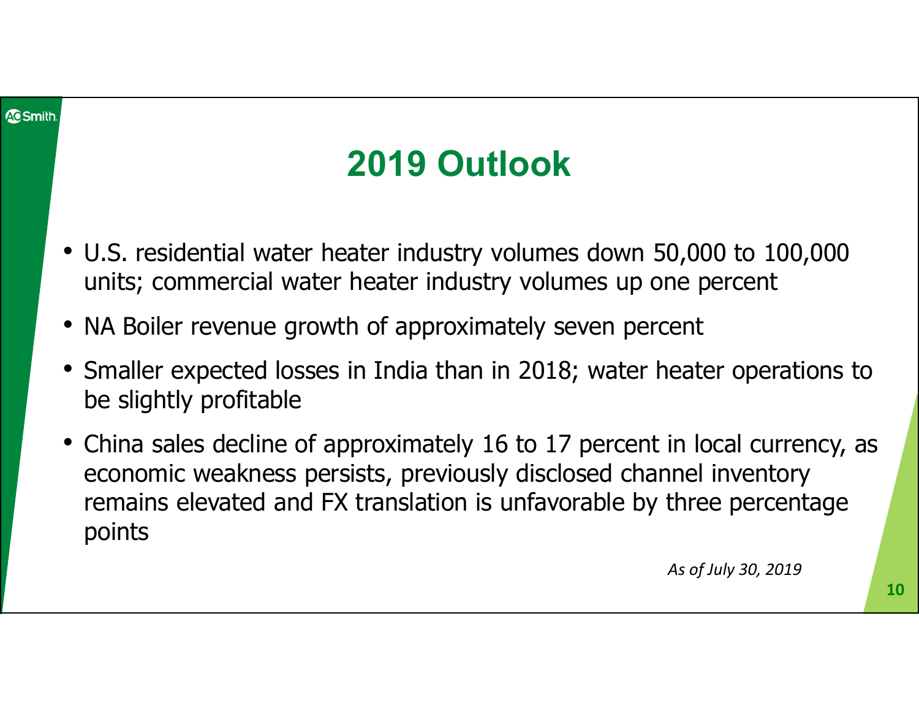# 2019 Outlook

- U.S. residential water heater industry volumes down 50,000 to 100,000 units; commercial water heater industry volumes up one percent
- NA Boiler revenue growth of approximately seven percent
- Smaller expected losses in India than in 2018; water heater operations to be slightly profitable
- China sales decline of approximately 16 to 17 percent in local currency, as economic weakness persists, previously disclosed channel inventory remains elevated and FX translation is unfavorable by three percentage points

*As of July 30, 2019*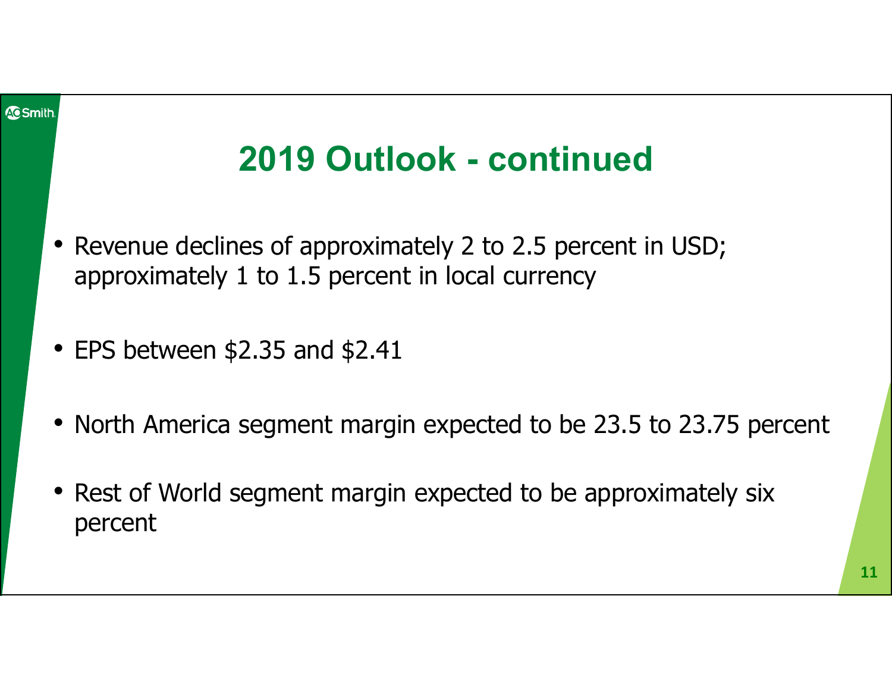# 2019 Outlook - continued

- Revenue declines of approximately 2 to 2.5 percent in USD; approximately 1 to 1.5 percent in local currency
- EPS between $2.35 and $2.41
- North America segment margin expected to be 23.5 to 23.75 percent
- Rest of World segment margin expected to be approximately six percent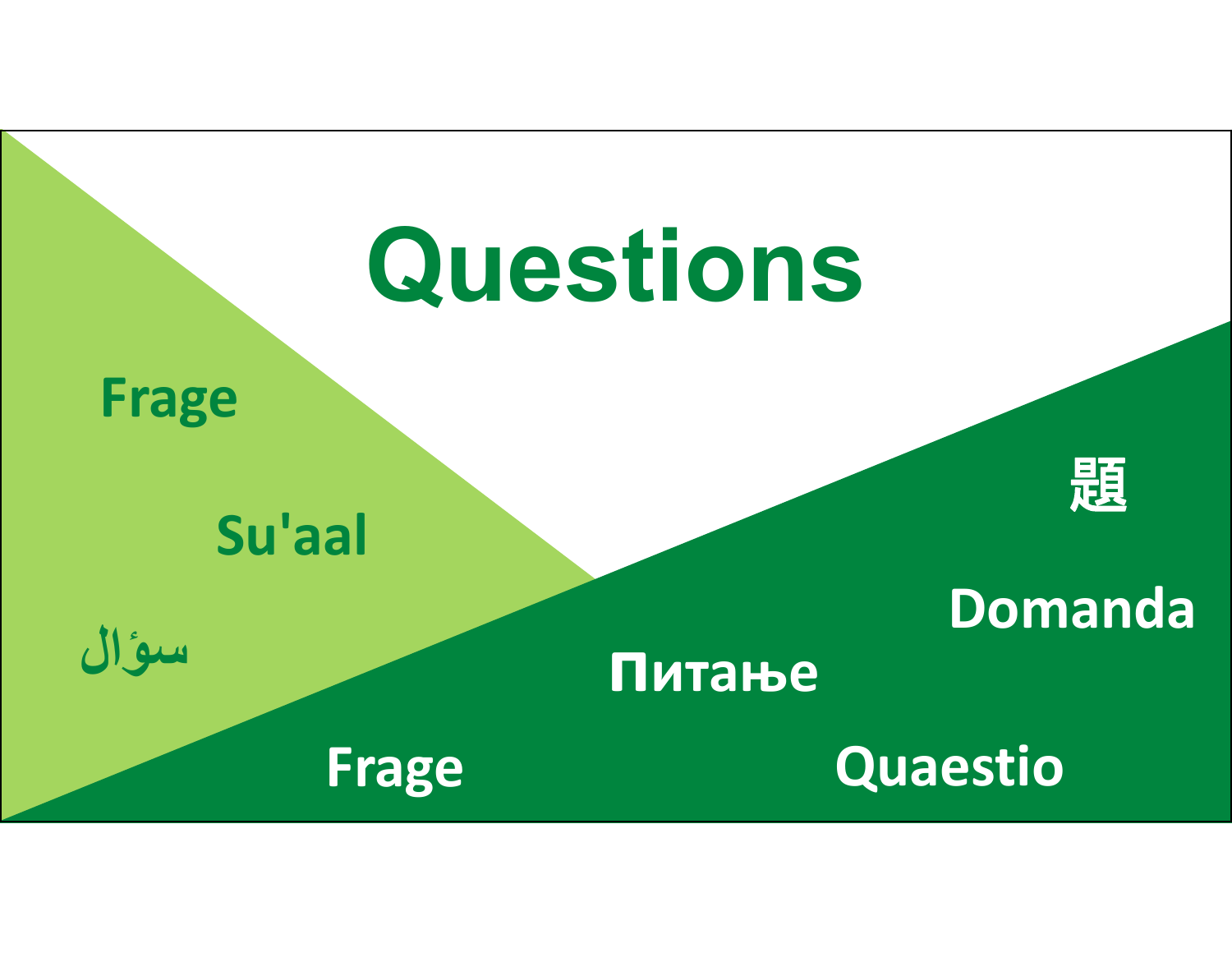# Questions

Frage

Su'aal

سؤال

題

Domanda

Питање

Frage

Quaestio